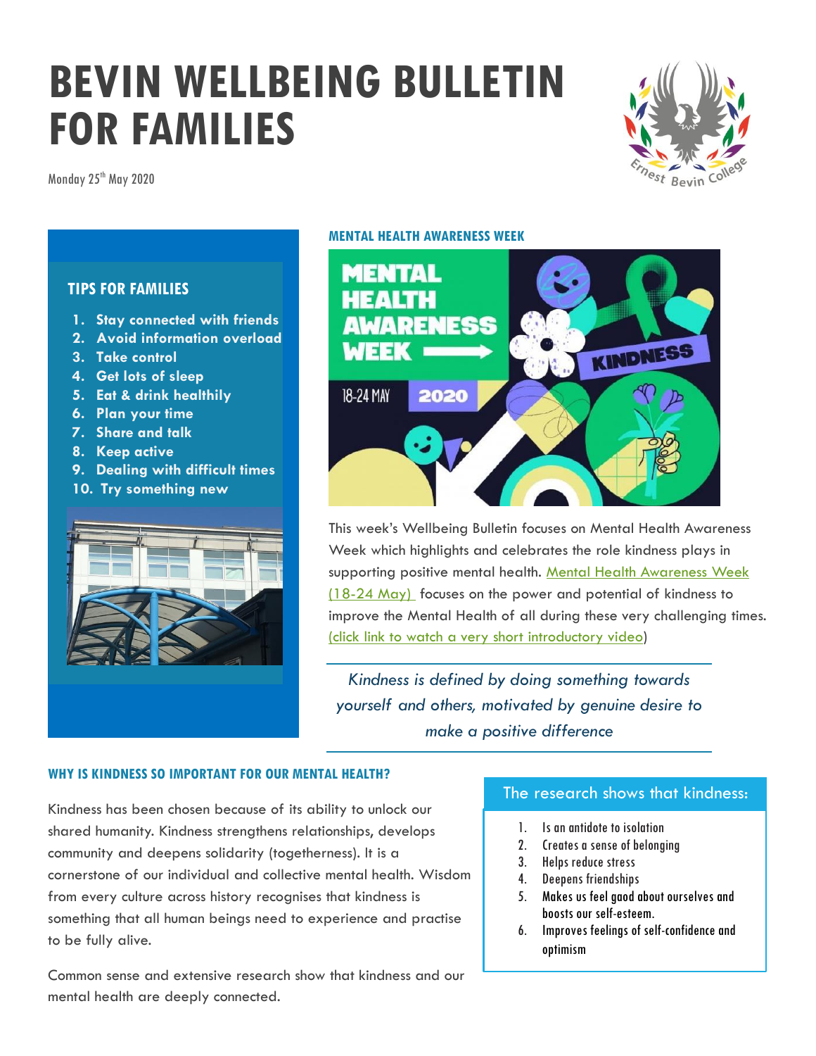# BEVIN WELLBEING BULLETIN FOR FAMILIES

Monday 25th May 2020

### TIPS FOR FAMILIES

1. Stay connected with friends
2. Avoid information overload
3. Take control
4. Get lots of sleep
5. Eat & drink healthily
6. Plan your time
7. Share and talk
8. Keep active
9. Dealing with difficult times
10. Try something new

## MENTAL HEALTH AWARENESS WEEK

This week's Wellbeing Bulletin focuses on Mental Health Awareness Week which highlights and celebrates the role kindness plays in supporting positive mental health. Mental Health Awareness Week (18-24 May) focuses on the power and potential of kindness to improve the Mental Health of all during these very challenging times. (click link to watch a very short introductory video)

*Kindness is defined by doing something towards yourself and others, motivated by genuine desire to make a positive difference*

## WHY IS KINDNESS SO IMPORTANT FOR OUR MENTAL HEALTH?

Kindness has been chosen because of its ability to unlock our shared humanity. Kindness strengthens relationships, develops community and deepens solidarity (togetherness). It is a cornerstone of our individual and collective mental health. Wisdom from every culture across history recognises that kindness is something that all human beings need to experience and practise to be fully alive.

Common sense and extensive research show that kindness and our mental health are deeply connected.

### The research shows that kindness:

1. Is an antidote to isolation
2. Creates a sense of belonging
3. Helps reduce stress
4. Deepens friendships
5. Makes us feel good about ourselves and boosts our self-esteem.
6. Improves feelings of self-confidence and optimism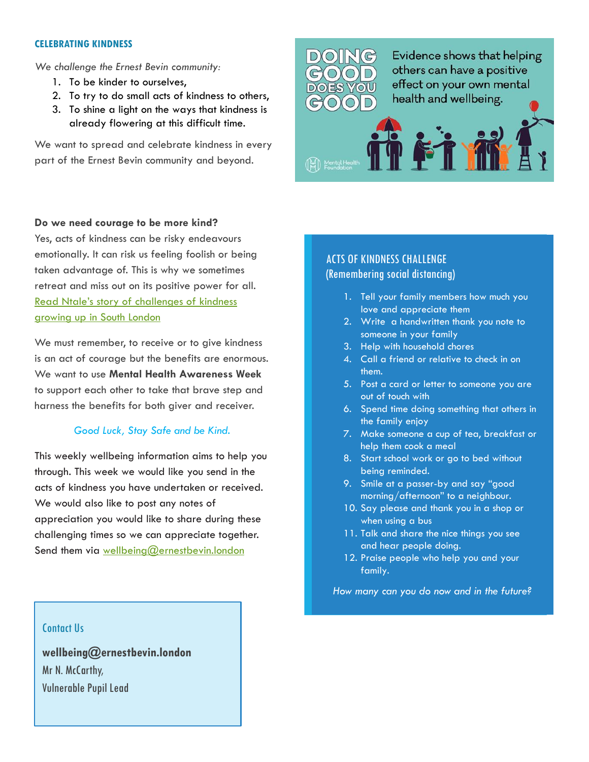## CELEBRATING KINDNESS

*We challenge the Ernest Bevin community:*

1. To be kinder to ourselves,
2. To try to do small acts of kindness to others,
3. To shine a light on the ways that kindness is already flowering at this difficult time.

We want to spread and celebrate kindness in every part of the Ernest Bevin community and beyond.

DOING GOOD DOES YOU GOOD

Evidence shows that helping others can have a positive effect on your own mental health and wellbeing.

Mental Health Foundation

**Do we need courage to be more kind?**

Yes, acts of kindness can be risky endeavours emotionally. It can risk us feeling foolish or being taken advantage of. This is why we sometimes retreat and miss out on its positive power for all. Read Ntale's story of challenges of kindness growing up in South London

We must remember, to receive or to give kindness is an act of courage but the benefits are enormous. We want to use **Mental Health Awareness Week** to support each other to take that brave step and harness the benefits for both giver and receiver.

*Good Luck, Stay Safe and be Kind.*

This weekly wellbeing information aims to help you through. This week we would like you send in the acts of kindness you have undertaken or received. We would also like to post any notes of appreciation you would like to share during these challenging times so we can appreciate together. Send them via wellbeing@ernestbevin.london

## ACTS OF KINDNESS CHALLENGE (Remembering social distancing)

1. Tell your family members how much you love and appreciate them
2. Write a handwritten thank you note to someone in your family
3. Help with household chores
4. Call a friend or relative to check in on them.
5. Post a card or letter to someone you are out of touch with
6. Spend time doing something that others in the family enjoy
7. Make someone a cup of tea, breakfast or help them cook a meal
8. Start school work or go to bed without being reminded.
9. Smile at a passer-by and say "good morning/afternoon" to a neighbour.
10. Say please and thank you in a shop or when using a bus
11. Talk and share the nice things you see and hear people doing.
12. Praise people who help you and your family.

*How many can you do now and in the future?*

### Contact Us

**wellbeing@ernestbevin.london**
Mr N. McCarthy,
Vulnerable Pupil Lead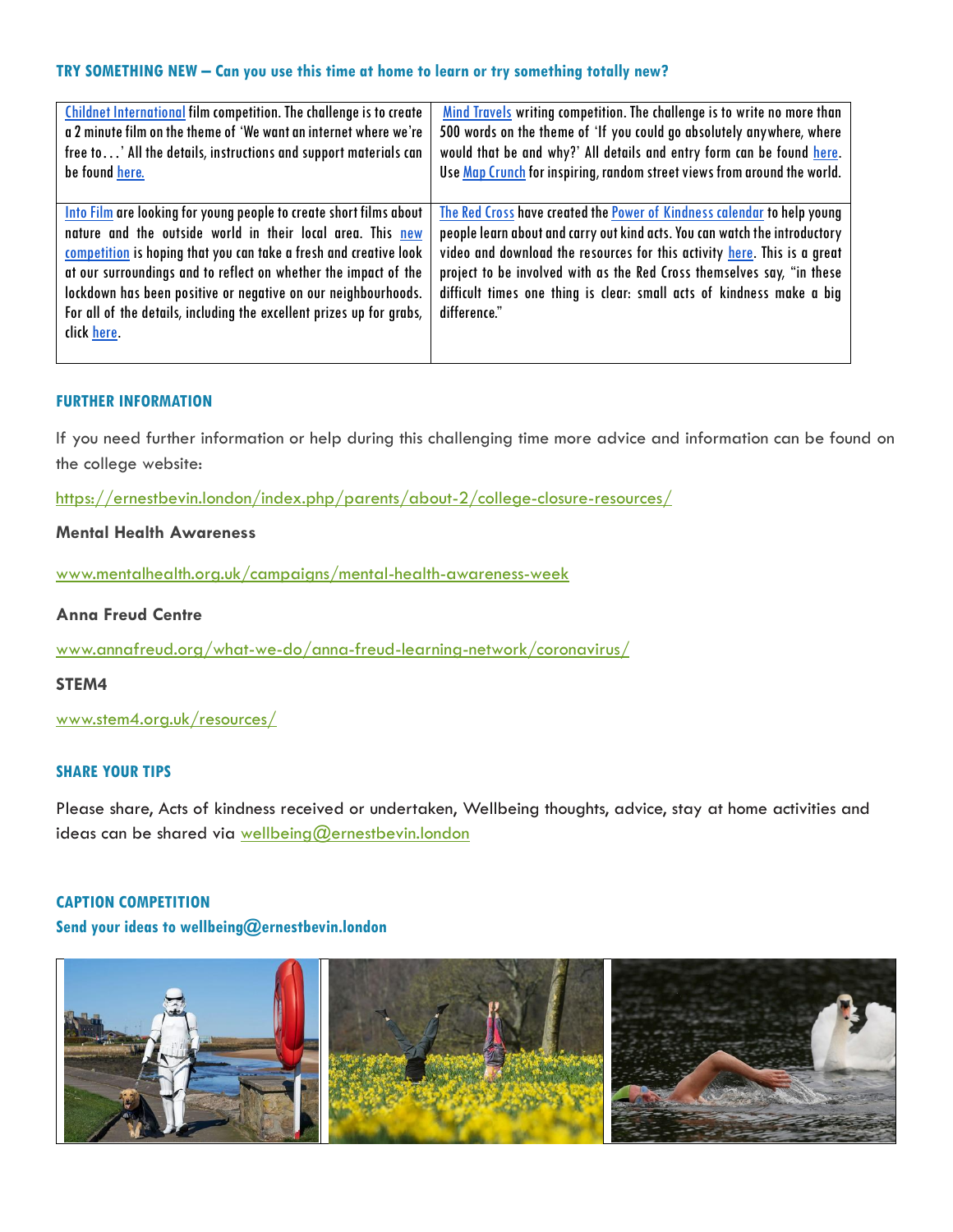**TRY SOMETHING NEW – Can you use this time at home to learn or try something totally new?**

| | |
|---|---|
| Childnet International film competition. The challenge is to create a 2 minute film on the theme of 'We want an internet where we're free to…' All the details, instructions and support materials can be found here. | Mind Travels writing competition. The challenge is to write no more than 500 words on the theme of 'If you could go absolutely anywhere, where would that be and why?' All details and entry form can be found here. Use Map Crunch for inspiring, random street views from around the world. |
| Into Film are looking for young people to create short films about nature and the outside world in their local area. This new competition is hoping that you can take a fresh and creative look at our surroundings and to reflect on whether the impact of the lockdown has been positive or negative on our neighbourhoods. For all of the details, including the excellent prizes up for grabs, click here. | The Red Cross have created the Power of Kindness calendar to help young people learn about and carry out kind acts. You can watch the introductory video and download the resources for this activity here. This is a great project to be involved with as the Red Cross themselves say, "in these difficult times one thing is clear: small acts of kindness make a big difference." |

**FURTHER INFORMATION**

If you need further information or help during this challenging time more advice and information can be found on the college website:

https://ernestbevin.london/index.php/parents/about-2/college-closure-resources/

**Mental Health Awareness**

www.mentalhealth.org.uk/campaigns/mental-health-awareness-week

**Anna Freud Centre**

www.annafreud.org/what-we-do/anna-freud-learning-network/coronavirus/

**STEM4**

www.stem4.org.uk/resources/

**SHARE YOUR TIPS**

Please share, Acts of kindness received or undertaken, Wellbeing thoughts, advice, stay at home activities and ideas can be shared via wellbeing@ernestbevin.london

**CAPTION COMPETITION**

**Send your ideas to wellbeing@ernestbevin.london**